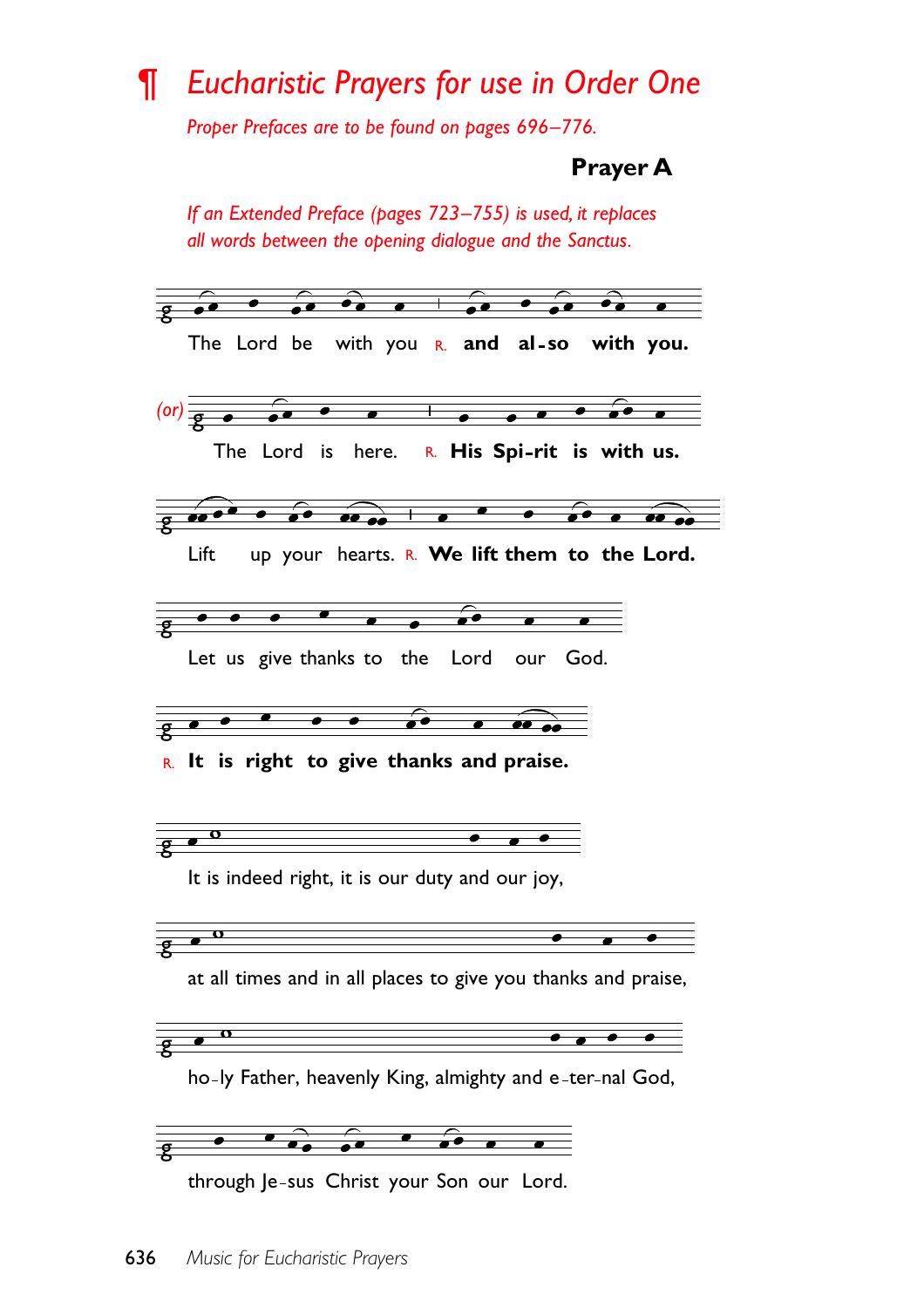# ¶ *Eucharistic Prayers for use in Order One*

*Proper Prefaces are to be found on pages 696–776.*

**Prayer A**

*If an Extended Preface (pages 723–755) is used, it replaces all words between the opening dialogue and the Sanctus.*

The Lord be with you R. **and al-so with you.**

*(or)* The Lord is here. R. **His Spi-rit is with us.**

Lift up your hearts. R. **We lift them to the Lord.**

Let us give thanks to the Lord our God.

R. **It is right to give thanks and praise.**

It is indeed right, it is our duty and our joy,

at all times and in all places to give you thanks and praise,

ho-ly Father, heavenly King, almighty and e-ter-nal God,

through Je-sus Christ your Son our Lord.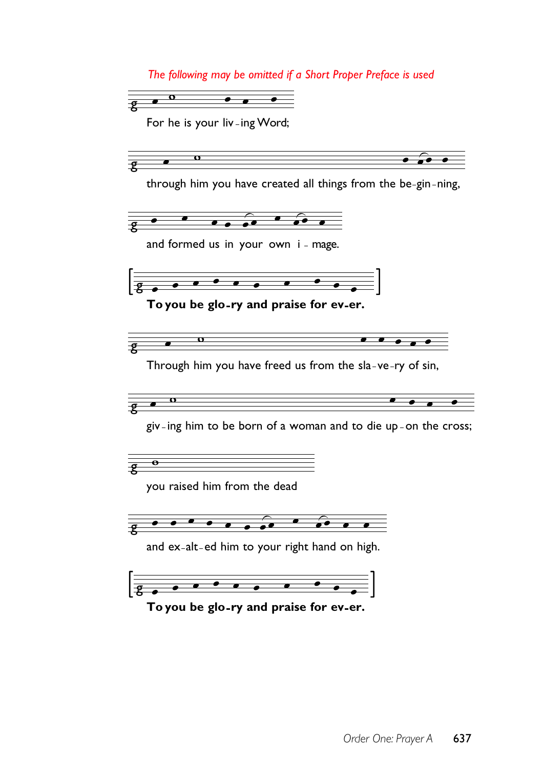*The following may be omitted if a Short Proper Preface is used*

For he is your liv-ing Word;

through him you have created all things from the be-gin-ning,

and formed us in your own i-mage.

[**To you be glo-ry and praise for ev-er.**]

Through him you have freed us from the sla-ve-ry of sin,

giv-ing him to be born of a woman and to die up-on the cross;

you raised him from the dead

and ex-alt-ed him to your right hand on high.

[**To you be glo-ry and praise for ev-er.**]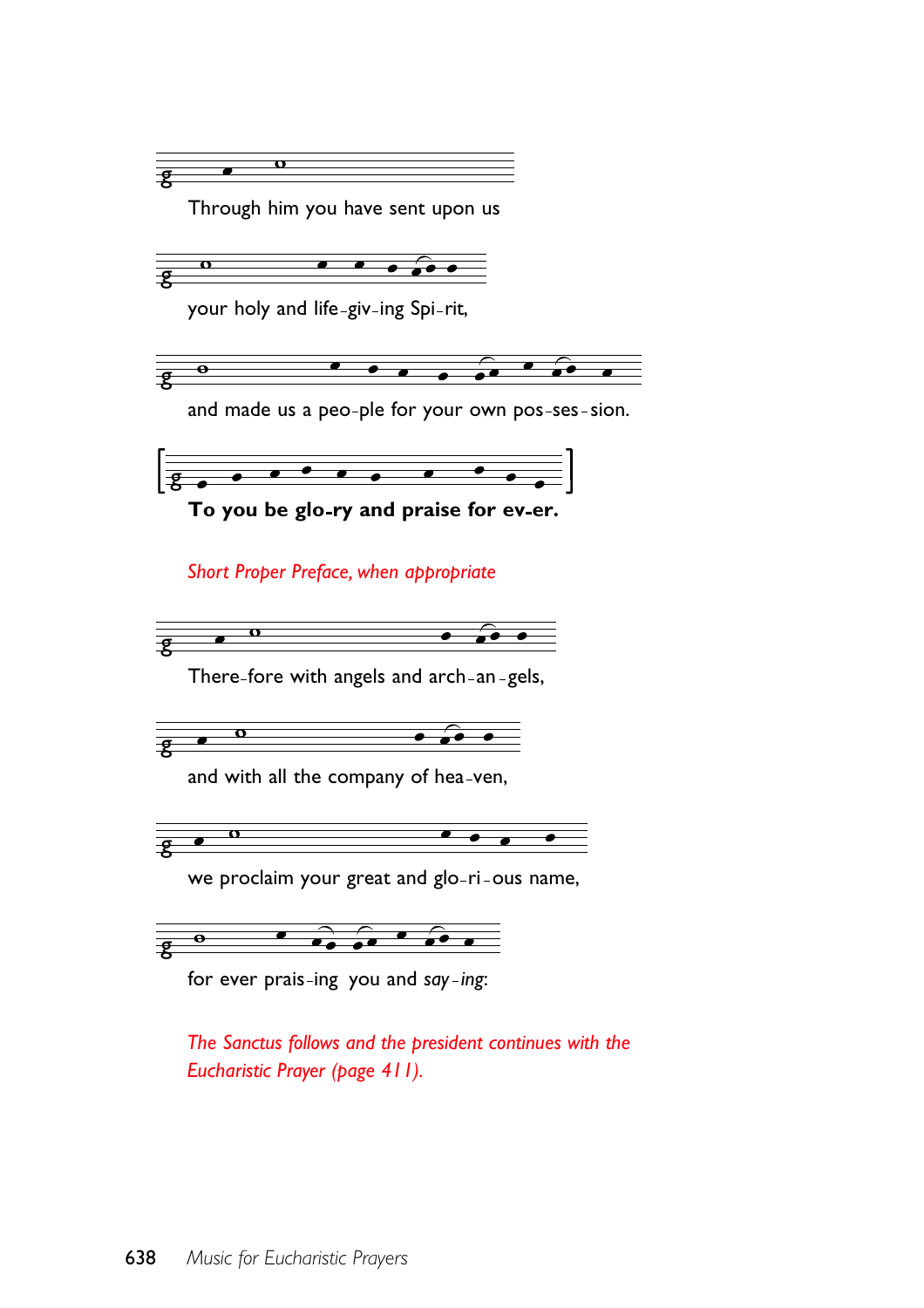Through him you have sent upon us

your holy and life-giv-ing Spi-rit,

and made us a peo-ple for your own pos-ses-sion.

[**To you be glo-ry and praise for ev-er.**]

*Short Proper Preface, when appropriate*

There-fore with angels and arch-an-gels,

and with all the company of hea-ven,

we proclaim your great and glo-ri-ous name,

for ever prais-ing you and *say-ing*:

*The Sanctus follows and the president continues with the Eucharistic Prayer (page 411).*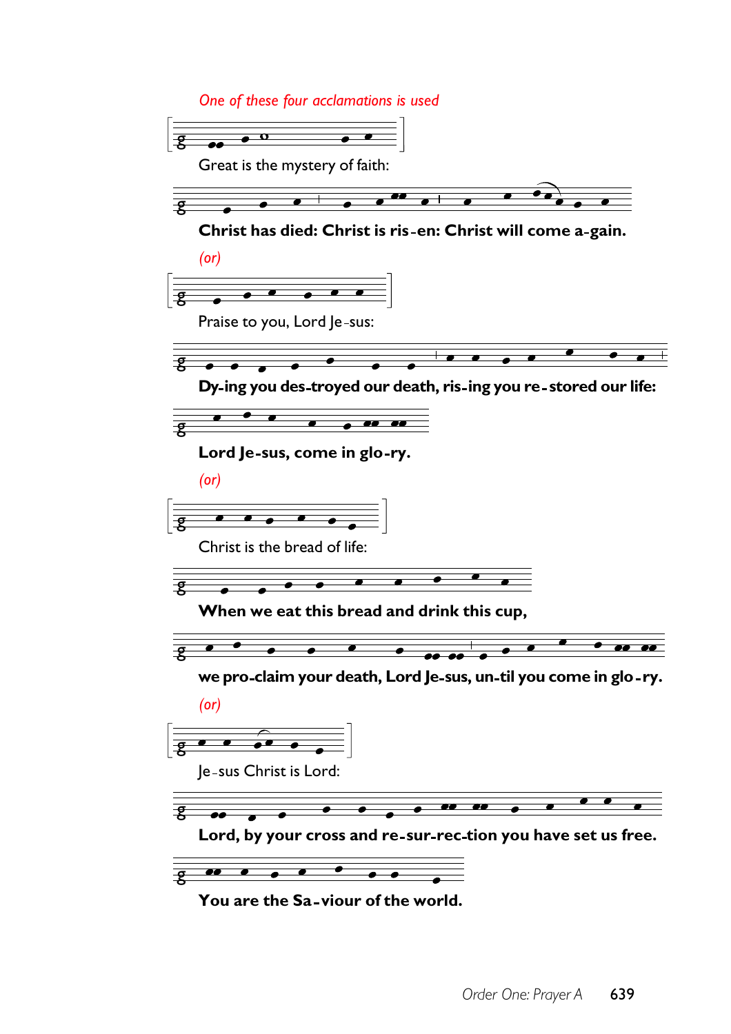*One of these four acclamations is used*

Great is the mystery of faith:

**Christ has died: Christ is ris-en: Christ will come a-gain.**

*(or)*

Praise to you, Lord Je-sus:

**Dy-ing you des-troyed our death, ris-ing you re-stored our life:**

**Lord Je-sus, come in glo-ry.**

*(or)*

Christ is the bread of life:

**When we eat this bread and drink this cup,**

**we pro-claim your death, Lord Je-sus, un-til you come in glo-ry.**

*(or)*

Je-sus Christ is Lord:

**Lord, by your cross and re-sur-rec-tion you have set us free.**

**You are the Sa-viour of the world.**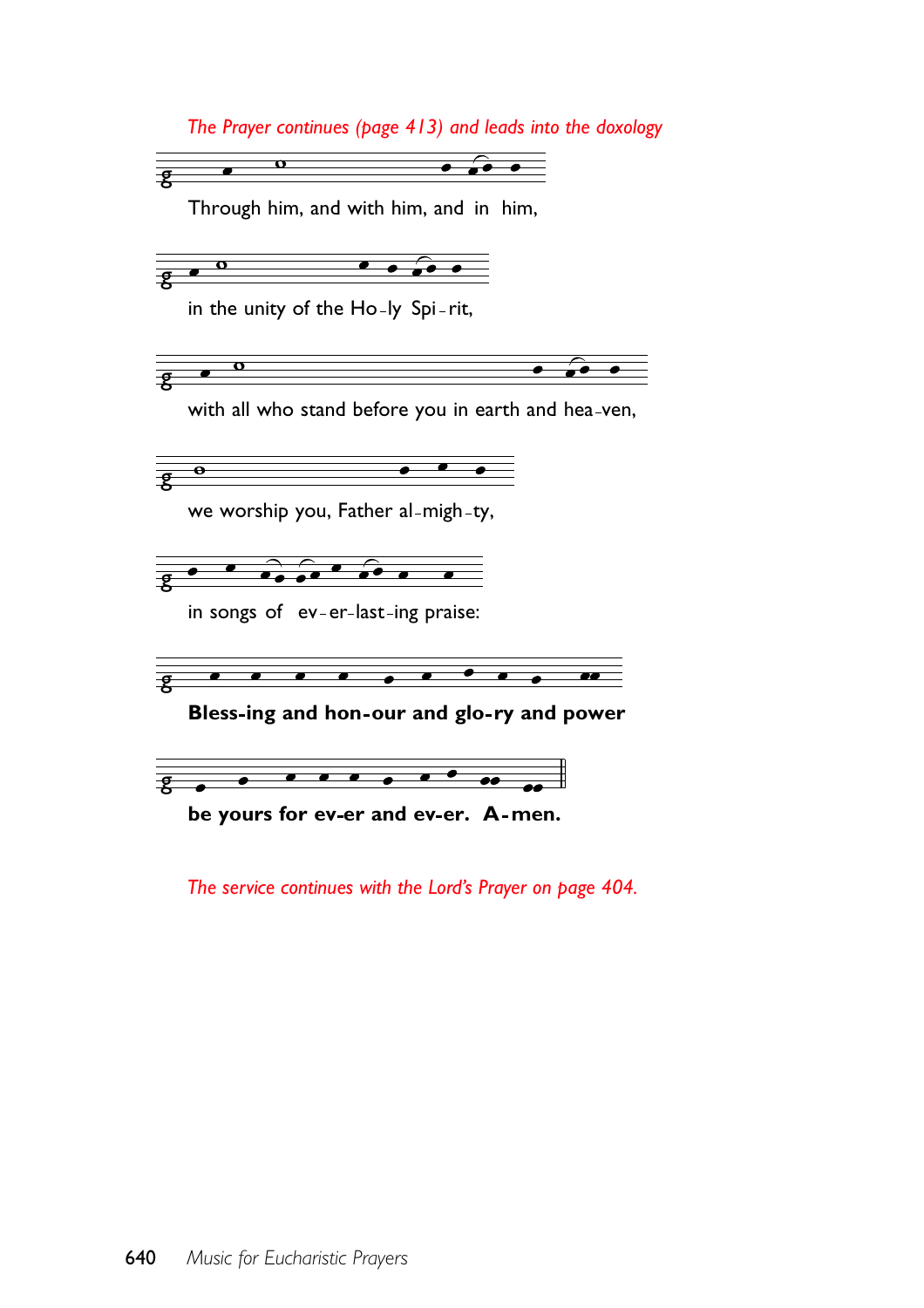*The Prayer continues (page 413) and leads into the doxology*

Through him, and with him, and in him,

in the unity of the Ho-ly Spi-rit,

with all who stand before you in earth and hea-ven,

we worship you, Father al-migh-ty,

in songs of ev-er-last-ing praise:

**Bless-ing and hon-our and glo-ry and power**

**be yours for ev-er and ev-er. A-men.**

*The service continues with the Lord's Prayer on page 404.*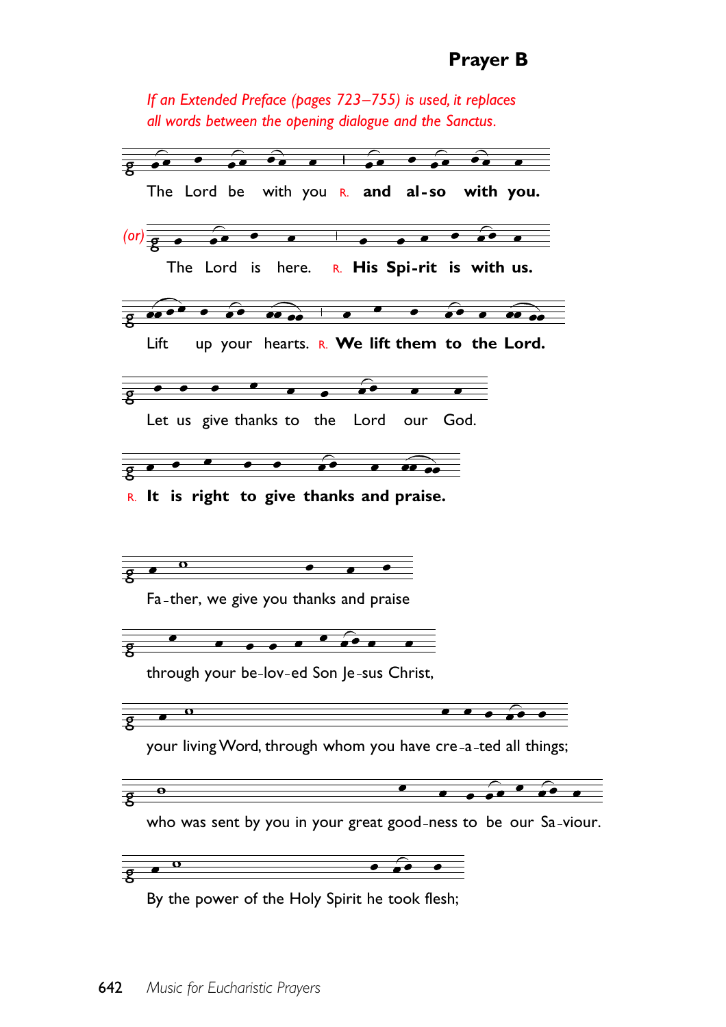## Prayer B

*If an Extended Preface (pages 723–755) is used, it replaces all words between the opening dialogue and the Sanctus.*

The Lord be with you R. **and al-so with you.**

*(or)* The Lord is here. R. **His Spi-rit is with us.**

Lift up your hearts. R. **We lift them to the Lord.**

Let us give thanks to the Lord our God.

R. **It is right to give thanks and praise.**

Fa-ther, we give you thanks and praise

through your be-lov-ed Son Je-sus Christ,

your living Word, through whom you have cre-a-ted all things;

who was sent by you in your great good-ness to be our Sa-viour.

By the power of the Holy Spirit he took flesh;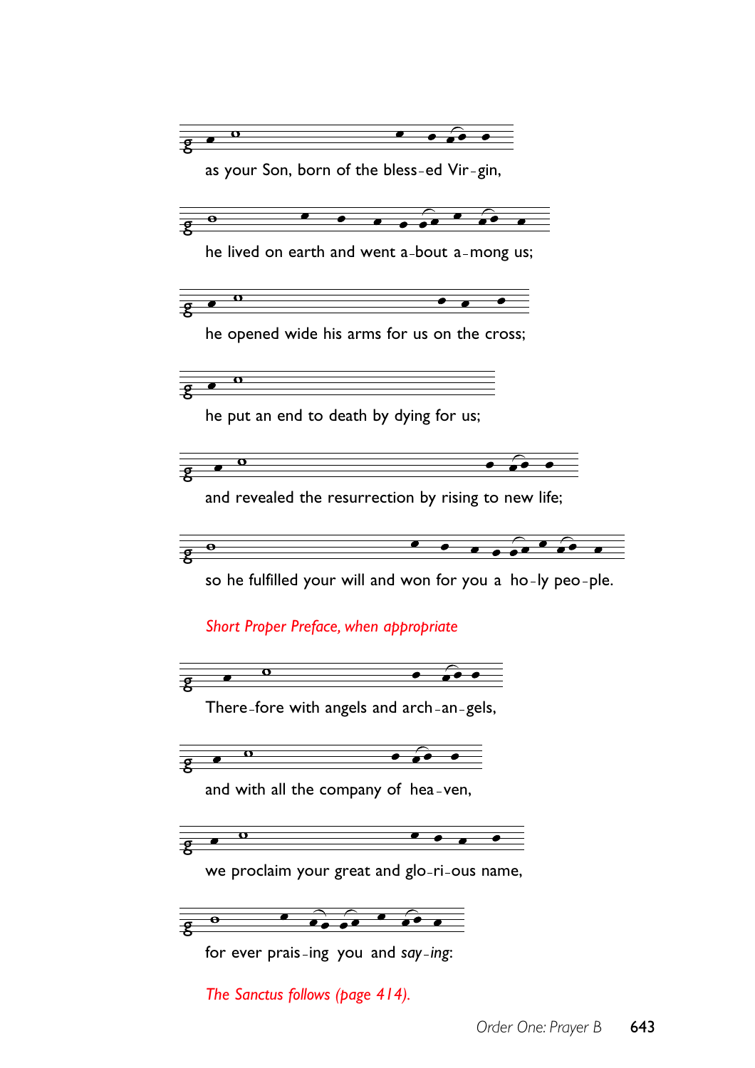as your Son, born of the bless-ed Vir-gin,

he lived on earth and went a-bout a-mong us;

he opened wide his arms for us on the cross;

he put an end to death by dying for us;

and revealed the resurrection by rising to new life;

so he fulfilled your will and won for you a ho-ly peo-ple.

*Short Proper Preface, when appropriate*

There-fore with angels and arch-an-gels,

and with all the company of hea-ven,

we proclaim your great and glo-ri-ous name,

for ever prais-ing you and *say-ing*:

*The Sanctus follows (page 414).*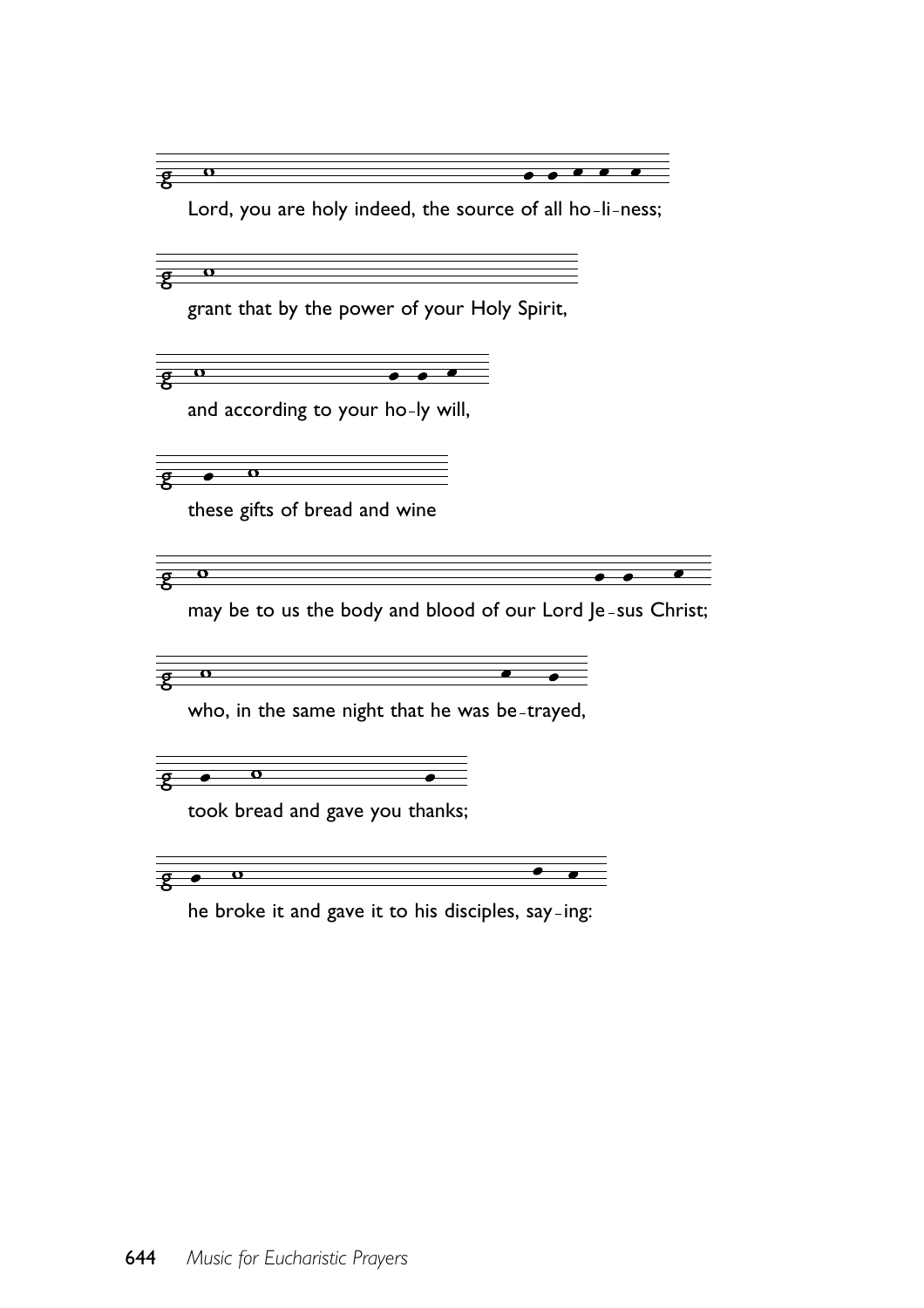Lord, you are holy indeed, the source of all ho-li-ness;

grant that by the power of your Holy Spirit,

and according to your ho-ly will,

these gifts of bread and wine

may be to us the body and blood of our Lord Je-sus Christ;

who, in the same night that he was be-trayed,

took bread and gave you thanks;

he broke it and gave it to his disciples, say-ing: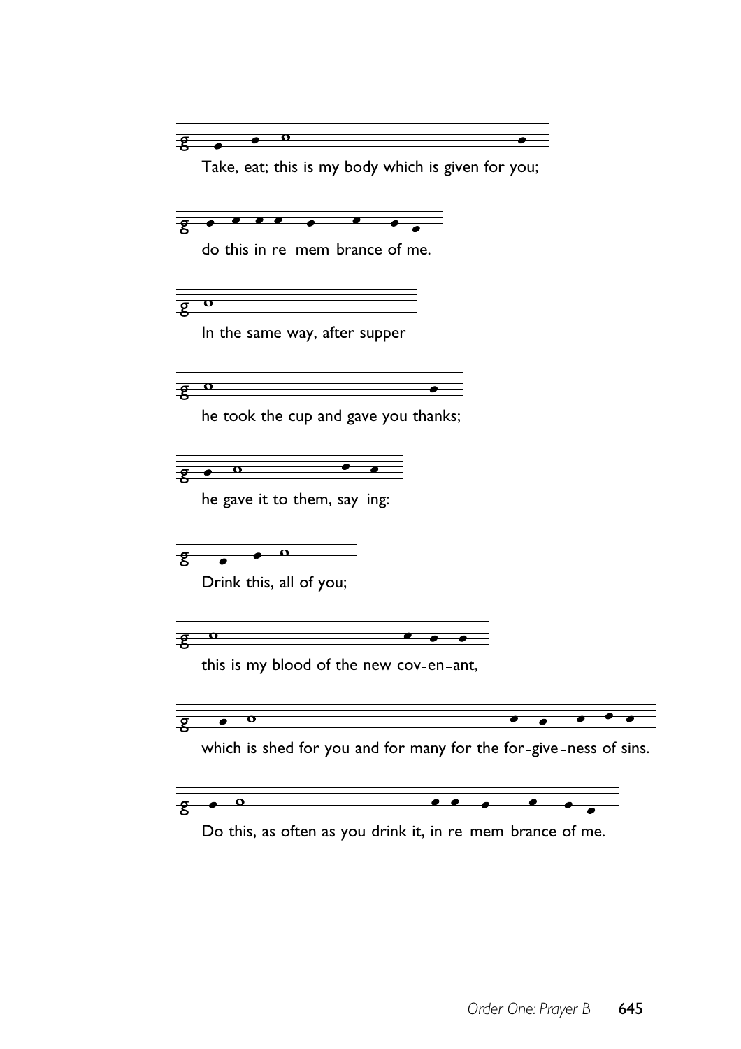Take, eat; this is my body which is given for you;

do this in re-mem-brance of me.

In the same way, after supper

he took the cup and gave you thanks;

he gave it to them, say-ing:

Drink this, all of you;

this is my blood of the new cov-en-ant,

which is shed for you and for many for the for-give-ness of sins.

Do this, as often as you drink it, in re-mem-brance of me.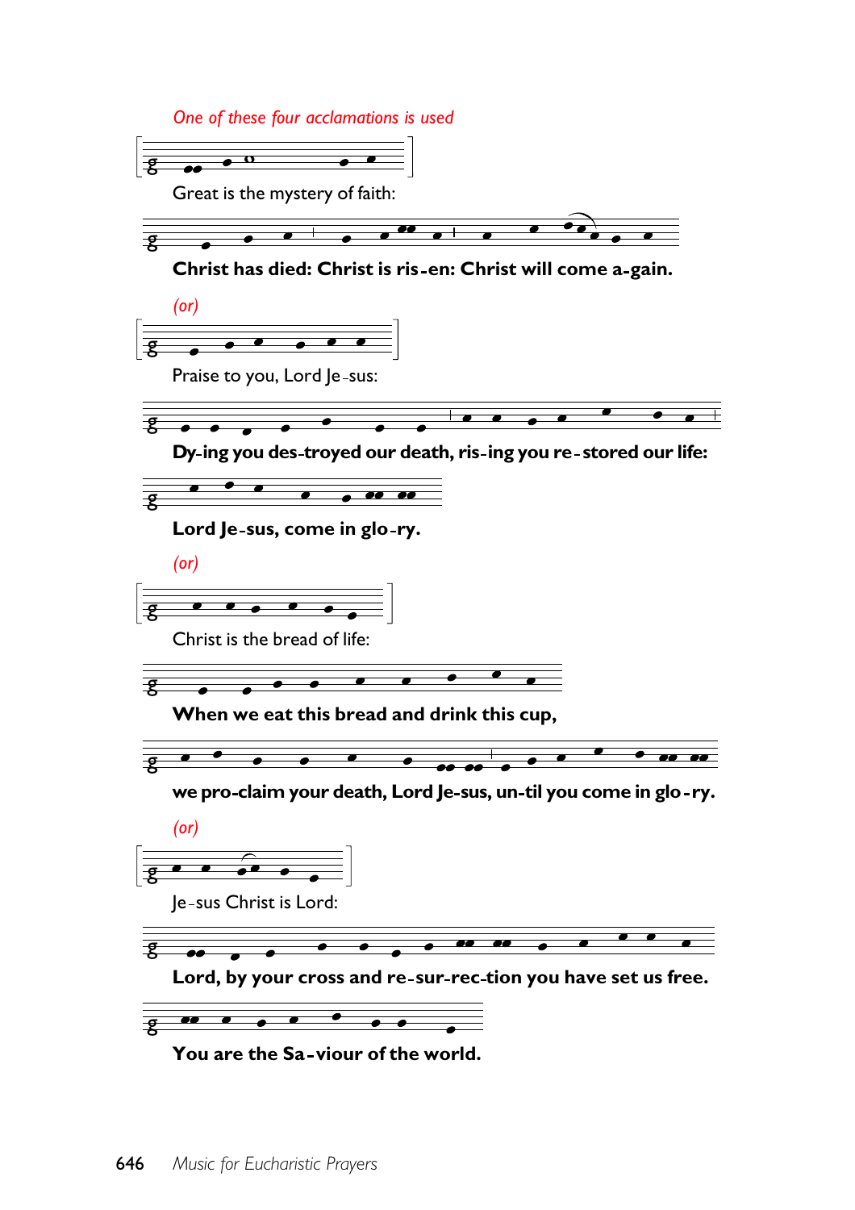*One of these four acclamations is used*

Great is the mystery of faith:

**Christ has died: Christ is ris-en: Christ will come a-gain.**

*(or)*

Praise to you, Lord Je-sus:

**Dy-ing you des-troyed our death, ris-ing you re-stored our life:**

**Lord Je-sus, come in glo-ry.**

*(or)*

Christ is the bread of life:

**When we eat this bread and drink this cup,**

**we pro-claim your death, Lord Je-sus, un-til you come in glo-ry.**

*(or)*

Je-sus Christ is Lord:

**Lord, by your cross and re-sur-rec-tion you have set us free.**

**You are the Sa-viour of the world.**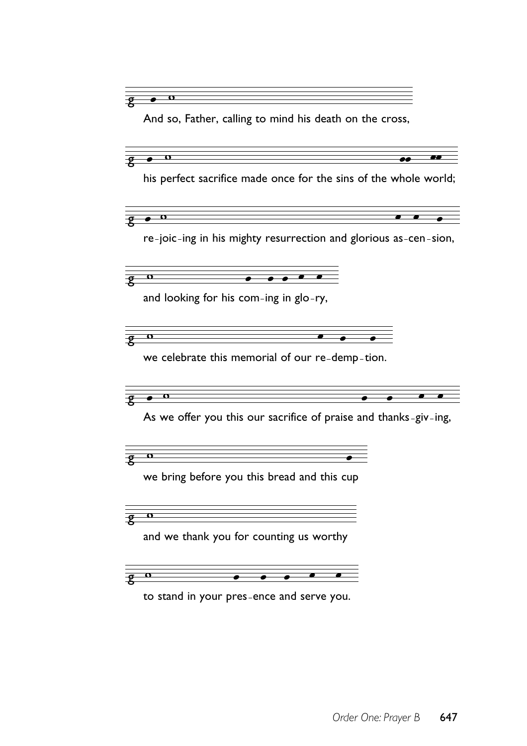And so, Father, calling to mind his death on the cross,

his perfect sacrifice made once for the sins of the whole world;

re-joic-ing in his mighty resurrection and glorious as-cen-sion,

and looking for his com-ing in glo-ry,

we celebrate this memorial of our re-demp-tion.

As we offer you this our sacrifice of praise and thanks-giv-ing,

we bring before you this bread and this cup

and we thank you for counting us worthy

to stand in your pres-ence and serve you.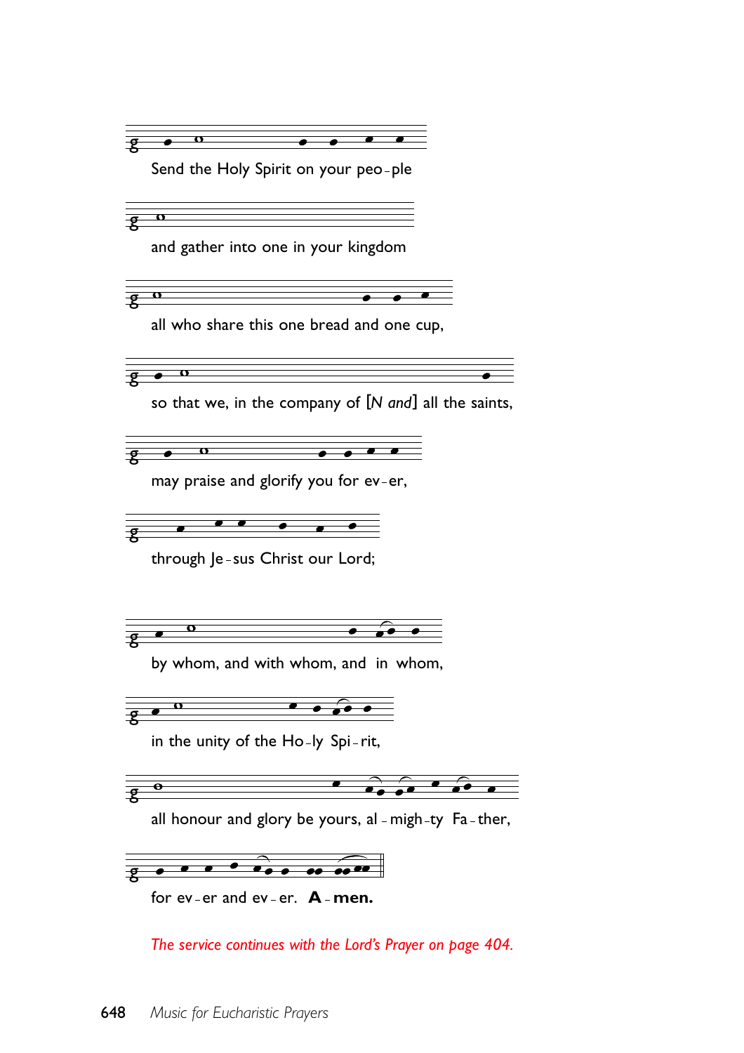Send the Holy Spirit on your peo - ple

and gather into one in your kingdom

all who share this one bread and one cup,

so that we, in the company of [*N and*] all the saints,

may praise and glorify you for ev - er,

through Je - sus Christ our Lord;

by whom, and with whom, and in whom,

in the unity of the Ho - ly Spi - rit,

all honour and glory be yours, al - migh - ty Fa - ther,

for ev - er and ev - er. **A - men.**

*The service continues with the Lord's Prayer on page 404.*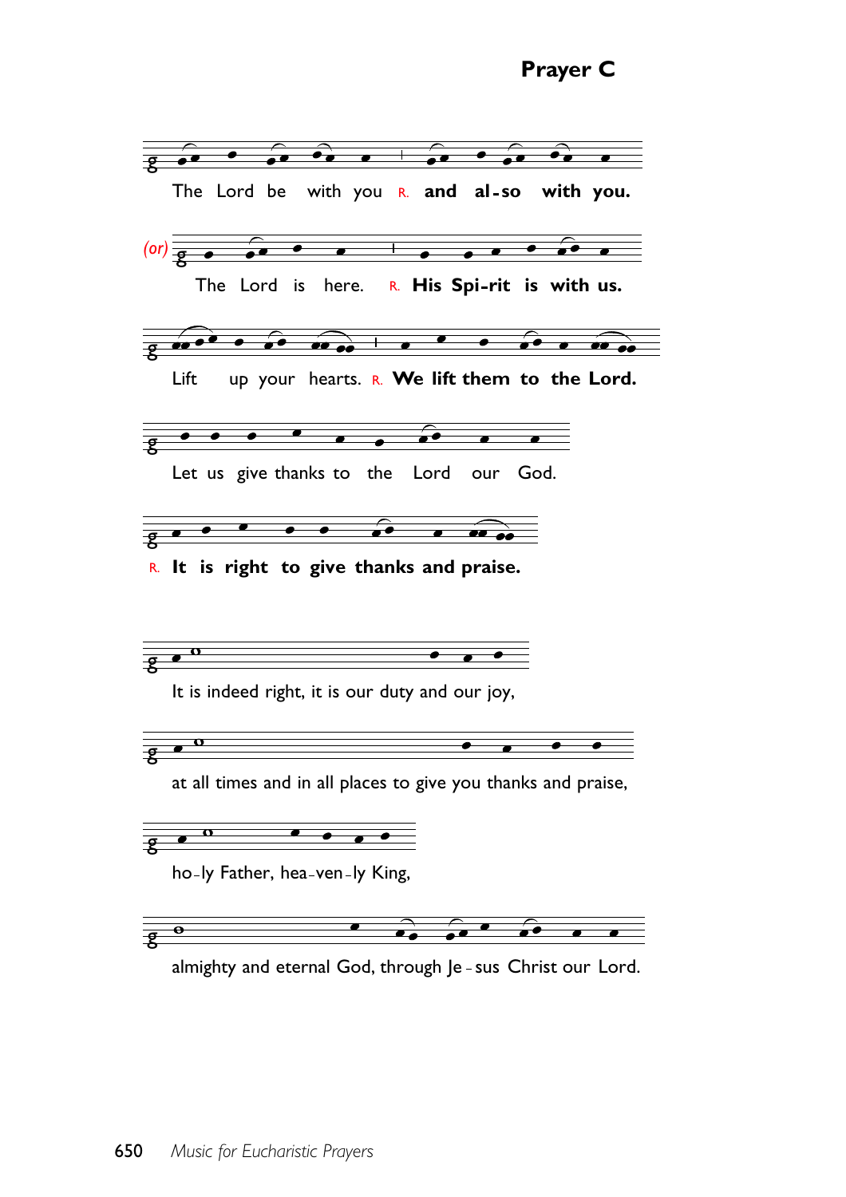# Prayer C

The Lord be with you R. **and al-so with you.**

*(or)* The Lord is here. R. **His Spi-rit is with us.**

Lift up your hearts. R. **We lift them to the Lord.**

Let us give thanks to the Lord our God.

R. **It is right to give thanks and praise.**

It is indeed right, it is our duty and our joy,

at all times and in all places to give you thanks and praise,

ho-ly Father, hea-ven-ly King,

almighty and eternal God, through Je-sus Christ our Lord.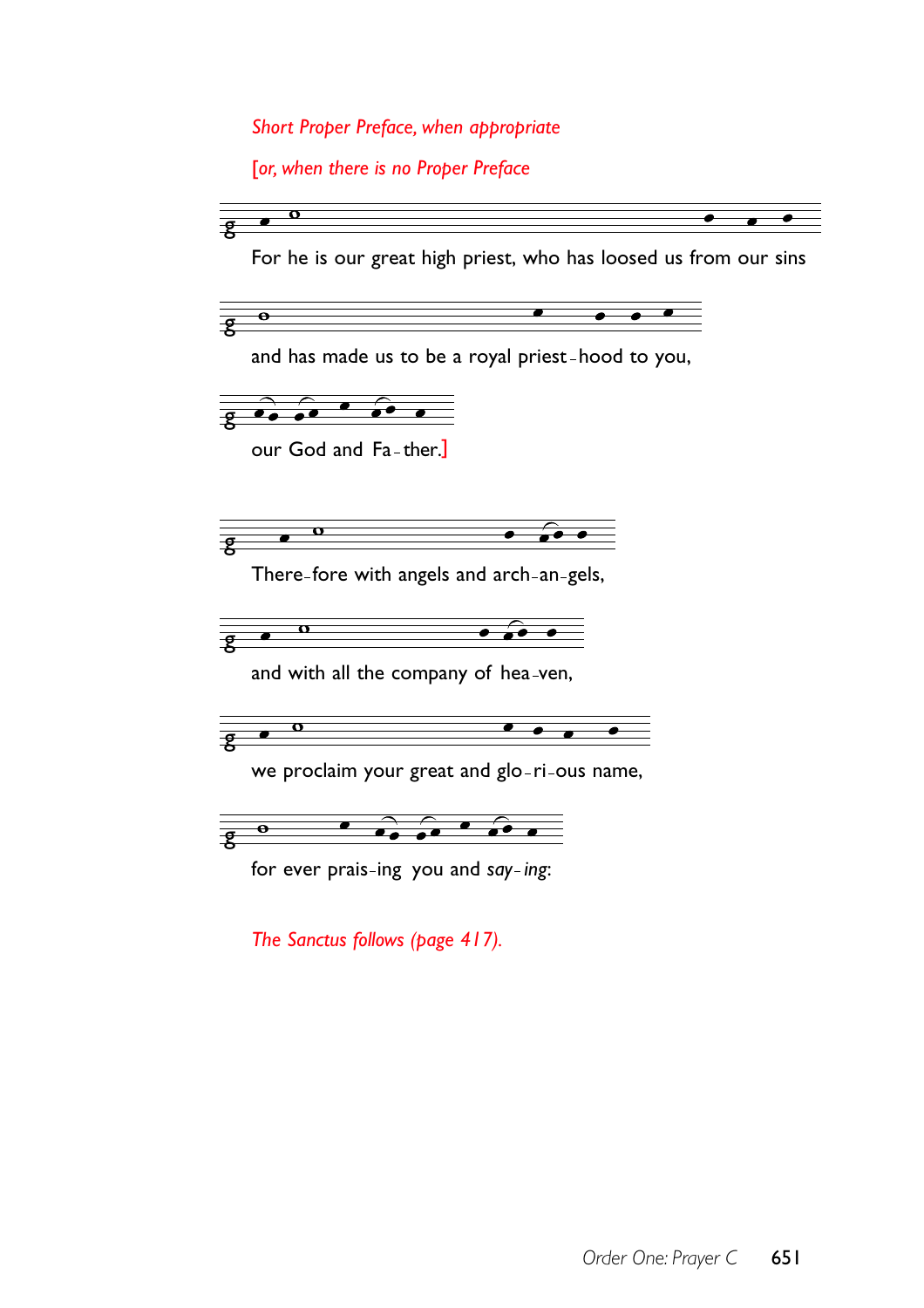*Short Proper Preface, when appropriate*

*[or, when there is no Proper Preface*

For he is our great high priest, who has loosed us from our sins

and has made us to be a royal priest-hood to you,

our God and Fa-ther.]

There-fore with angels and arch-an-gels,

and with all the company of hea-ven,

we proclaim your great and glo-ri-ous name,

for ever prais-ing you and *say-ing*:

*The Sanctus follows (page 417).*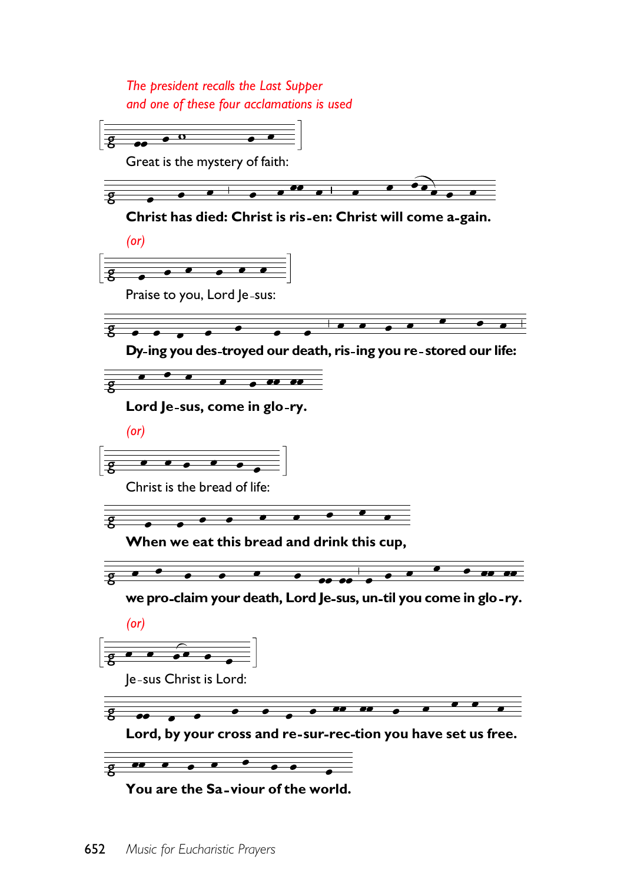*The president recalls the Last Supper*
*and one of these four acclamations is used*

Great is the mystery of faith:

**Christ has died: Christ is ris-en: Christ will come a-gain.**

*(or)*

Praise to you, Lord Je-sus:

**Dy-ing you des-troyed our death, ris-ing you re-stored our life:**

**Lord Je-sus, come in glo-ry.**

*(or)*

Christ is the bread of life:

**When we eat this bread and drink this cup,**

**we pro-claim your death, Lord Je-sus, un-til you come in glo-ry.**

*(or)*

Je-sus Christ is Lord:

**Lord, by your cross and re-sur-rec-tion you have set us free.**

**You are the Sa-viour of the world.**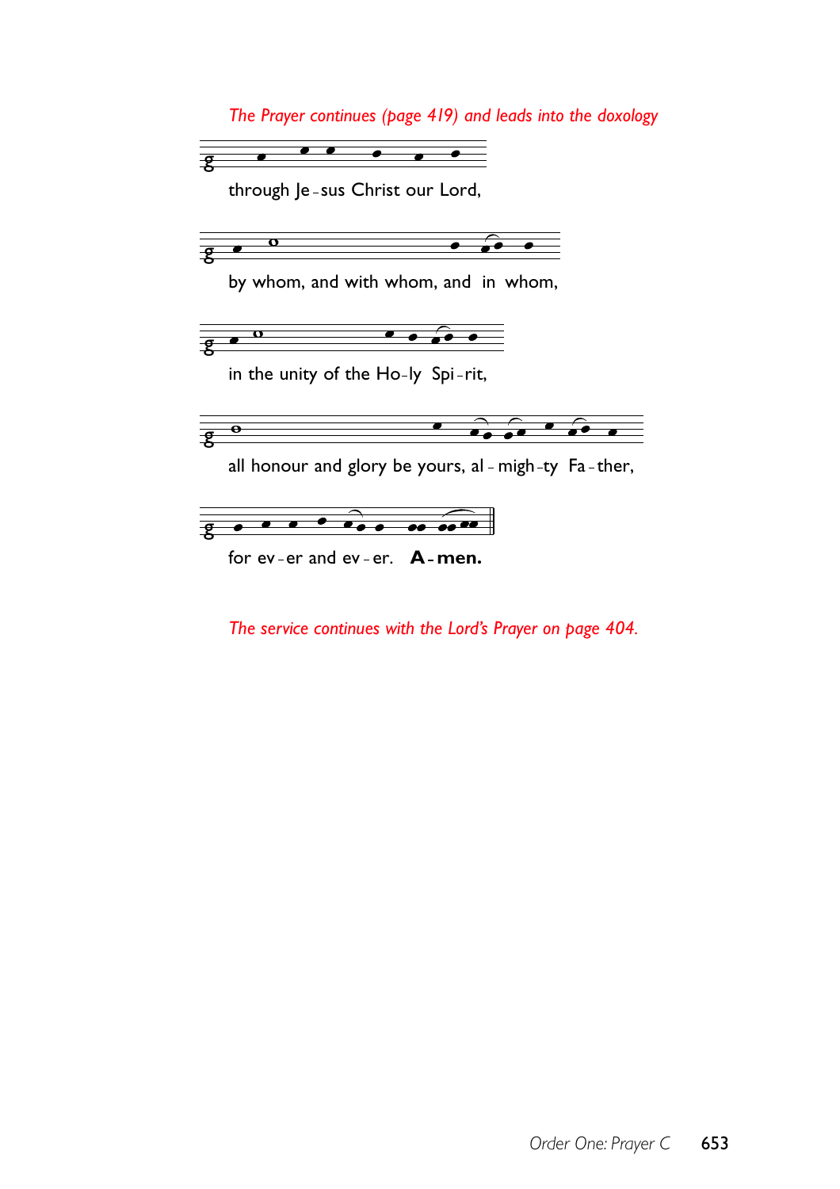*The Prayer continues (page 419) and leads into the doxology*

through Je - sus Christ our Lord,

by whom, and with whom, and in whom,

in the unity of the Ho-ly Spi-rit,

all honour and glory be yours, al - migh-ty Fa - ther,

for ev - er and ev - er. **A - men.**

*The service continues with the Lord's Prayer on page 404.*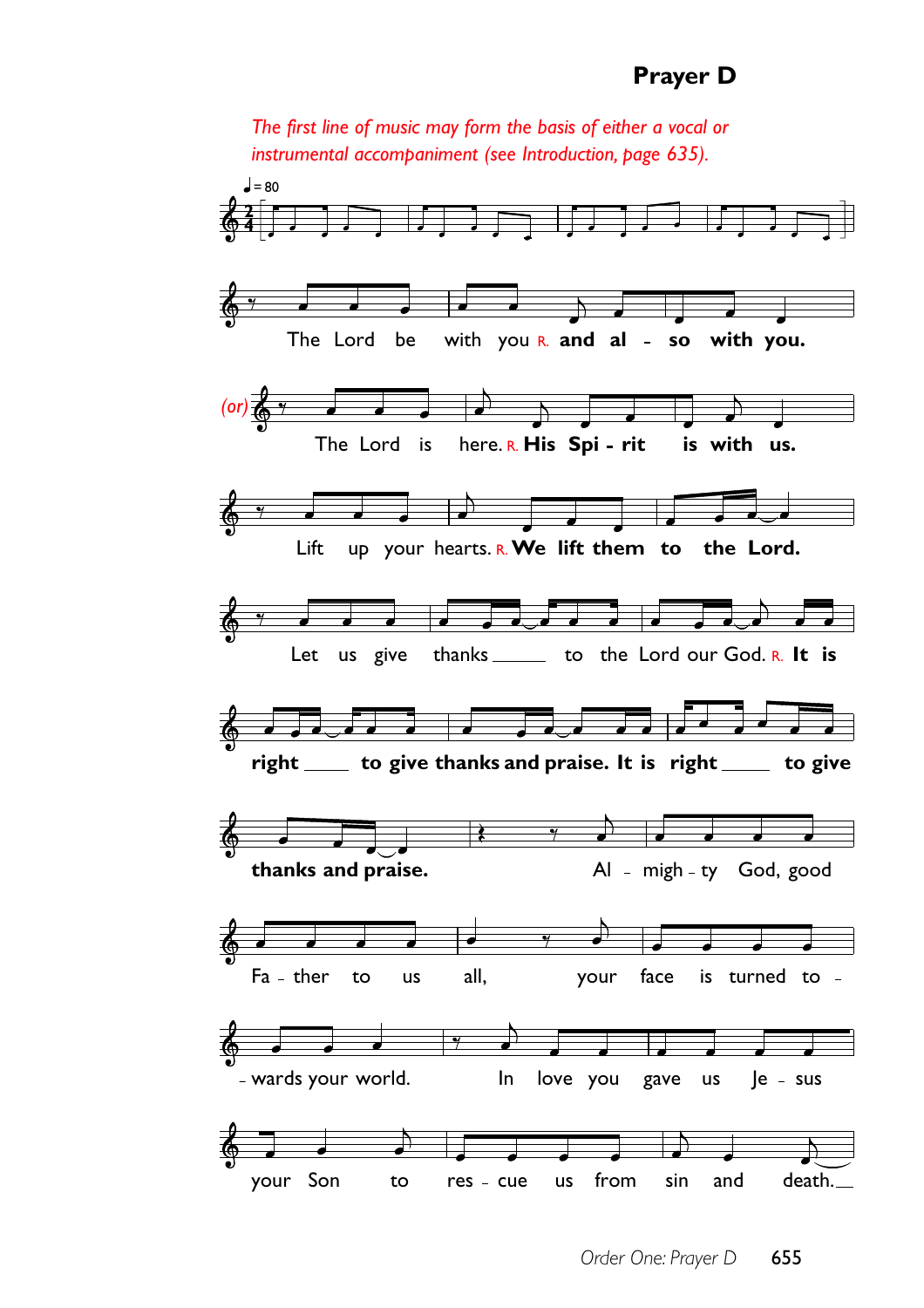## Prayer D

*The first line of music may form the basis of either a vocal or instrumental accompaniment (see Introduction, page 635).*

♩ = 80

The Lord be with you R. **and also with you.**

*(or)* The Lord is here. R. **His Spirit is with us.**

Lift up your hearts. R. **We lift them to the Lord.**

Let us give thanks to the Lord our God. R. **It is right to give thanks and praise. It is right to give thanks and praise.**

Almighty God, good Father to us all, your face is turned towards your world. In love you gave us Jesus your Son to rescue us from sin and death.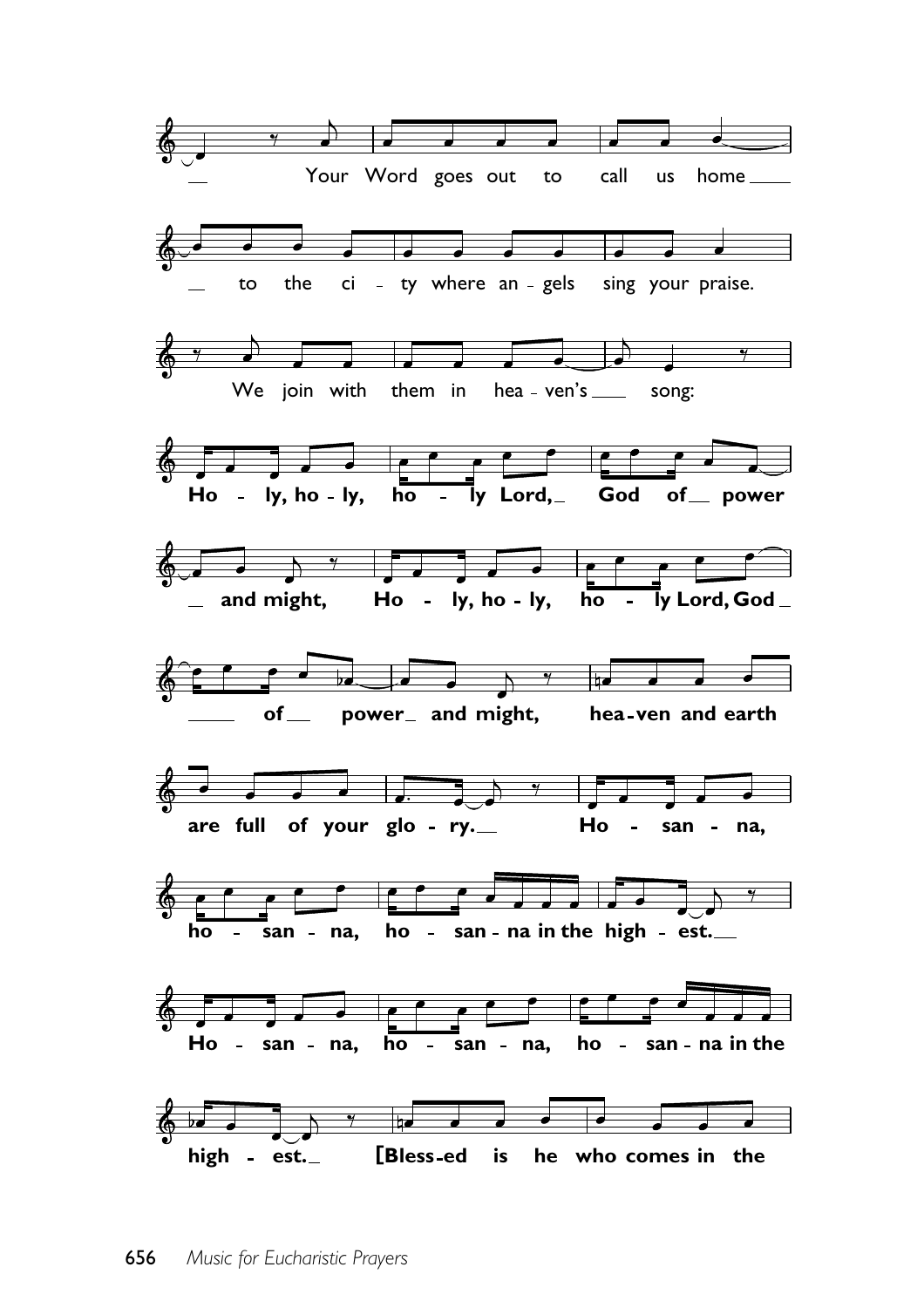Your Word goes out to call us home to the city where angels sing your praise. We join with them in heaven's song:

**Holy, holy, holy Lord, God of power and might, Holy, holy, holy Lord, God of power and might, heaven and earth are full of your glory. Hosanna, hosanna, hosanna in the highest. Hosanna, hosanna, hosanna in the highest. [Blessed is he who comes in the**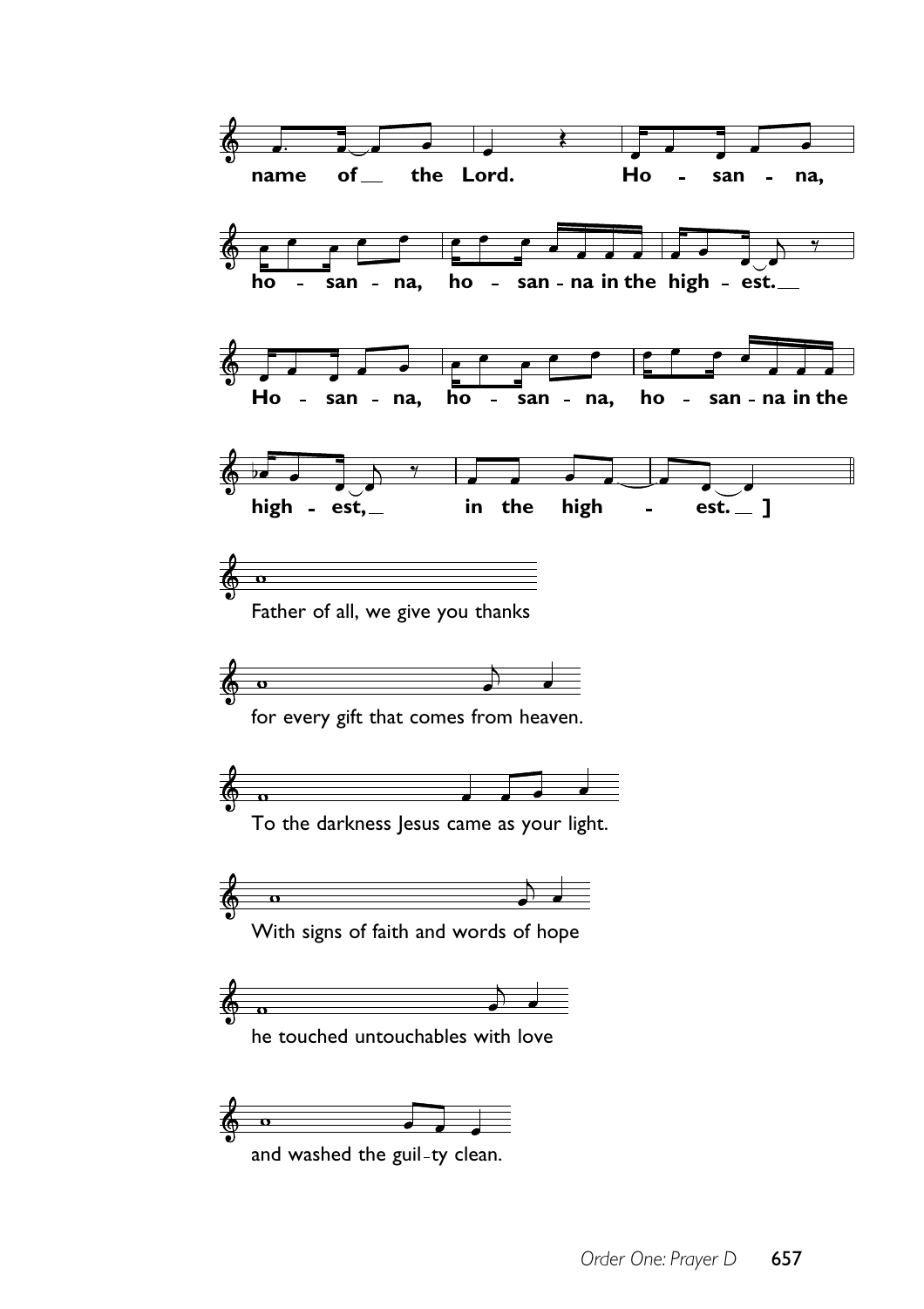name of __ the Lord. Ho - san - na,

ho - san - na, ho - san - na in the high - est. __

Ho - san - na, ho - san - na, ho - san - na in the

high - est, __ in the high - est. __ ]

Father of all, we give you thanks

for every gift that comes from heaven.

To the darkness Jesus came as your light.

With signs of faith and words of hope

he touched untouchables with love

and washed the guil-ty clean.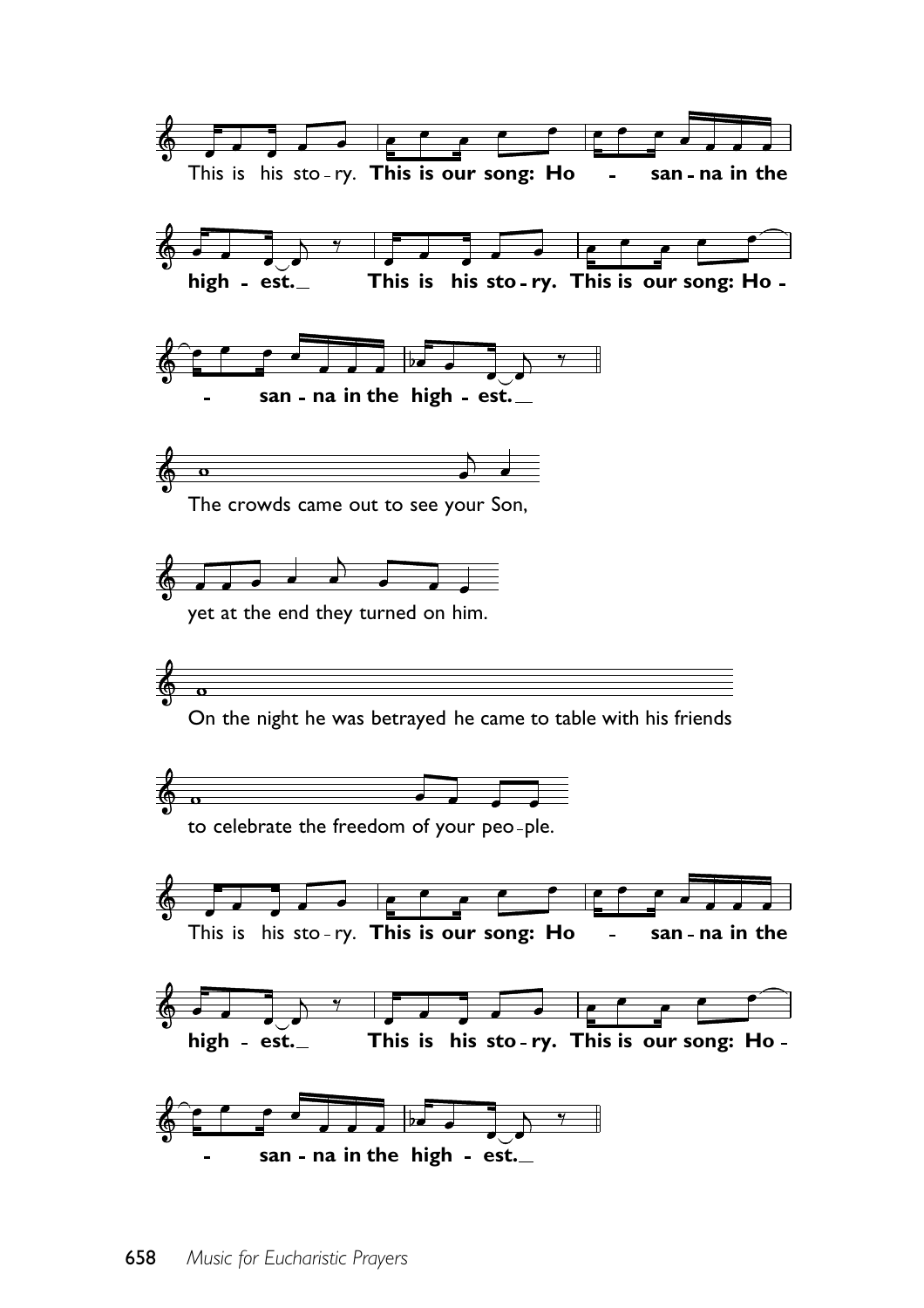This is his sto-ry. **This is our song: Ho - san-na in the high - est.**

**This is his sto-ry. This is our song: Ho - san-na in the high - est.**

The crowds came out to see your Son,

yet at the end they turned on him.

On the night he was betrayed he came to table with his friends

to celebrate the freedom of your peo-ple.

This is his sto-ry. **This is our song: Ho - san-na in the high - est.**

**This is his sto-ry. This is our song: Ho - san-na in the high - est.**

*Music for Eucharistic Prayers*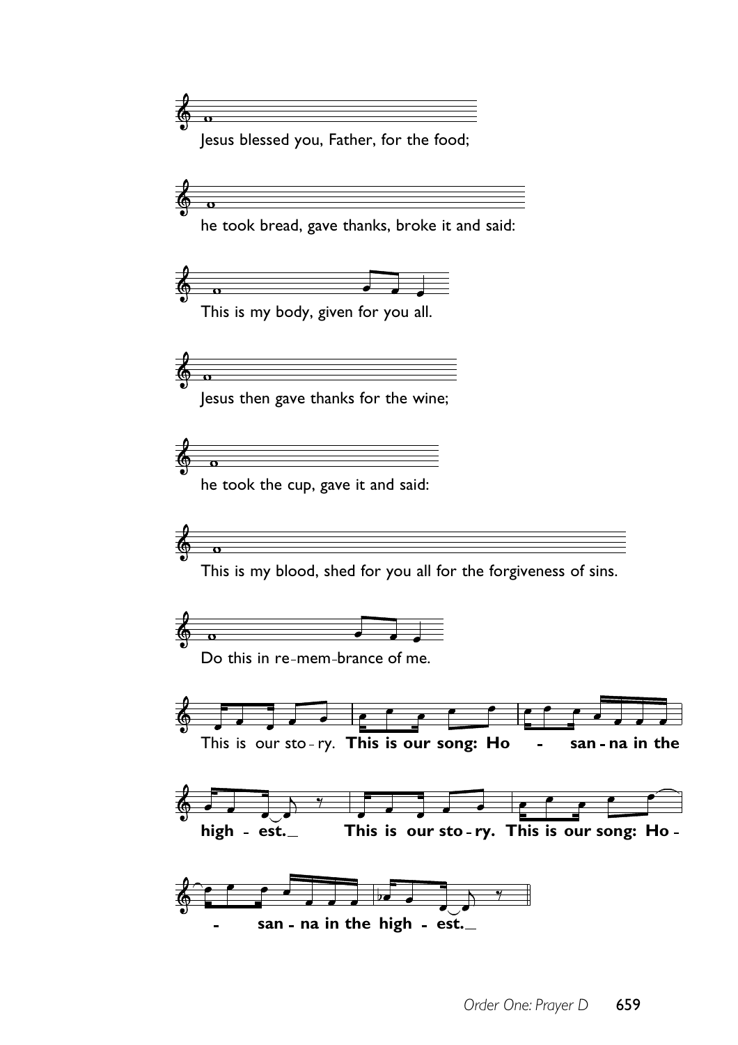Jesus blessed you, Father, for the food;

he took bread, gave thanks, broke it and said:

This is my body, given for you all.

Jesus then gave thanks for the wine;

he took the cup, gave it and said:

This is my blood, shed for you all for the forgiveness of sins.

Do this in re-mem-brance of me.

This is our sto-ry. **This is our song: Ho - san-na in the high - est.**

**This is our sto-ry. This is our song: Ho - san-na in the high - est.**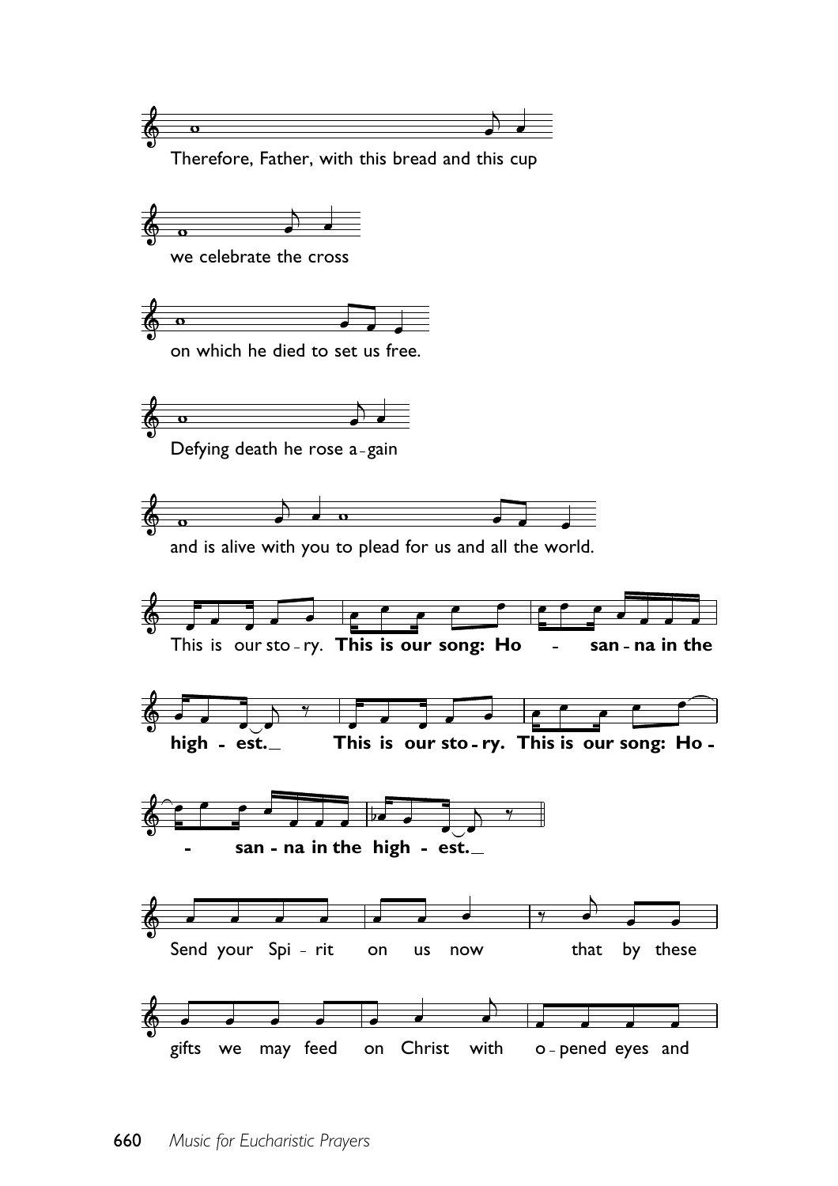Therefore, Father, with this bread and this cup

we celebrate the cross

on which he died to set us free.

Defying death he rose a-gain

and is alive with you to plead for us and all the world.

This is our sto-ry. **This is our song: Ho - san-na in the high - est.**

**This is our sto-ry. This is our song: Ho - san-na in the high - est.**

Send your Spi-rit on us now that by these

gifts we may feed on Christ with o-pened eyes and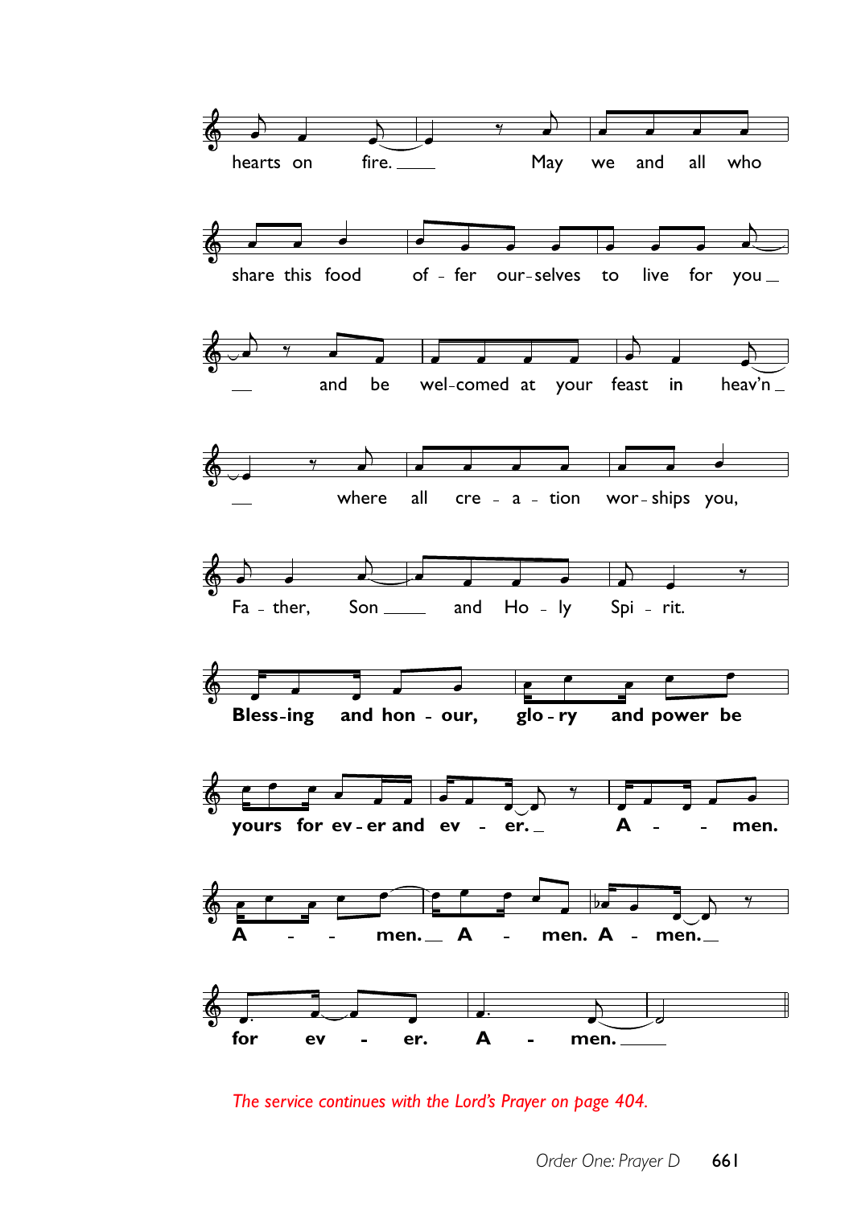hearts on fire. May we and all who share this food offer ourselves to live for you and be welcomed at your feast in heav'n where all creation worships you, Father, Son and Holy Spirit.

**Blessing and honour, glory and power be yours for ever and ever. Amen. Amen. Amen. Amen. for ever. Amen.**

*The service continues with the Lord's Prayer on page 404.*